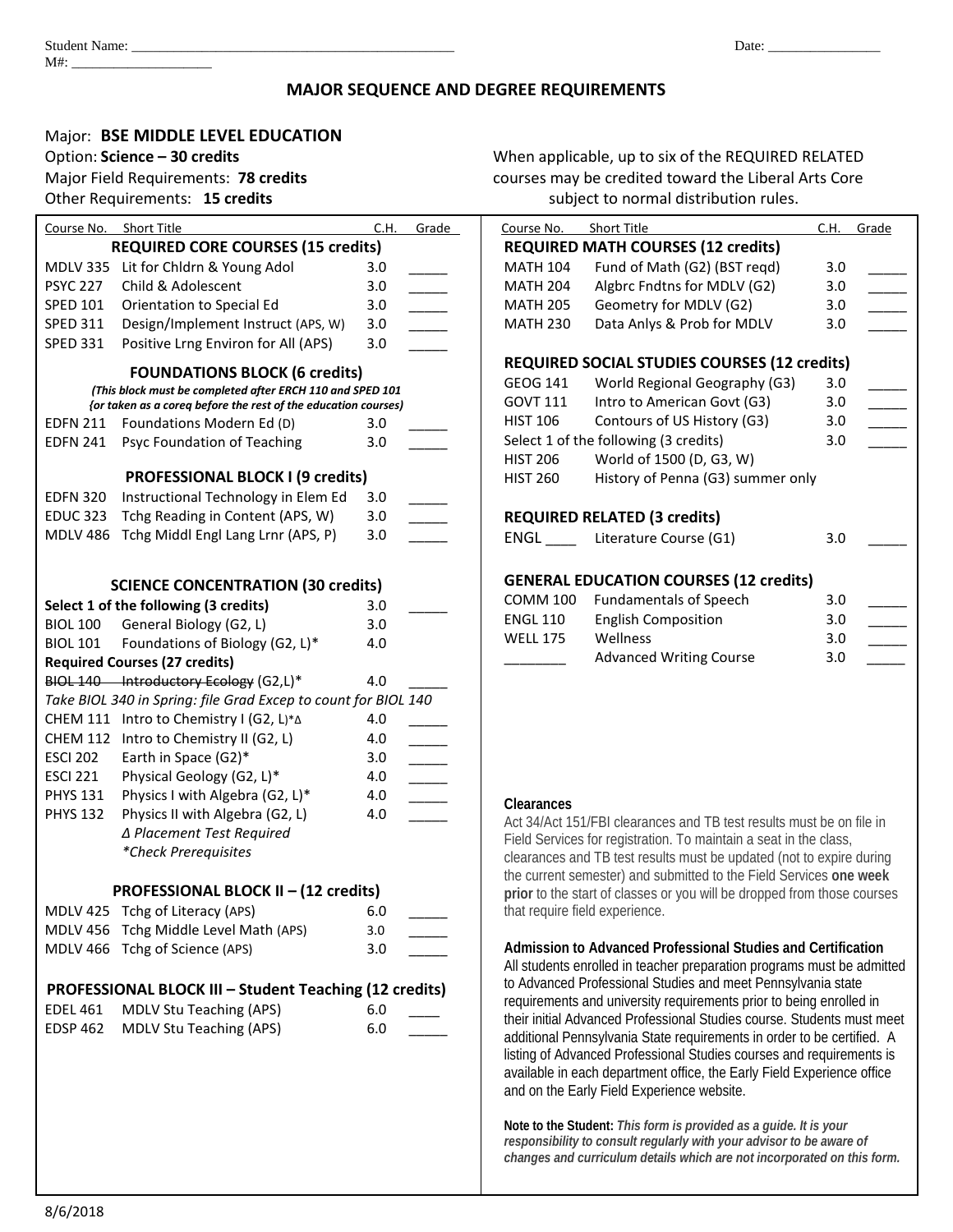Student Name: _______________________________________________ Date: ________________

M#: ____________________

# MAJOR SEQUENCE AND DEGREE REQUIREMENTS

Major: **BSE MIDDLE LEVEL EDUCATION**

Option: **Science – 30 credits**

Major Field Requirements: **78 credits**

Other Requirements: **15 credits**

When applicable, up to six of the REQUIRED RELATED courses may be credited toward the Liberal Arts Core subject to normal distribution rules.

| Course No. | Short Title | C.H. | Grade |
|---|---|---|---|
| **REQUIRED CORE COURSES (15 credits)** | | | |
| MDLV 335 | Lit for Chldrn & Young Adol | 3.0 | _____ |
| PSYC 227 | Child & Adolescent | 3.0 | _____ |
| SPED 101 | Orientation to Special Ed | 3.0 | _____ |
| SPED 311 | Design/Implement Instruct (APS, W) | 3.0 | _____ |
| SPED 331 | Positive Lrng Environ for All (APS) | 3.0 | _____ |
| **FOUNDATIONS BLOCK (6 credits)** | | | |
| *(This block must be completed after ERCH 110 and SPED 101 {or taken as a coreq before the rest of the education courses)* | | | |
| EDFN 211 | Foundations Modern Ed (D) | 3.0 | _____ |
| EDFN 241 | Psyc Foundation of Teaching | 3.0 | _____ |
| **PROFESSIONAL BLOCK I (9 credits)** | | | |
| EDFN 320 | Instructional Technology in Elem Ed | 3.0 | _____ |
| EDUC 323 | Tchg Reading in Content (APS, W) | 3.0 | _____ |
| MDLV 486 | Tchg Middl Engl Lang Lrnr (APS, P) | 3.0 | _____ |
| **SCIENCE CONCENTRATION (30 credits)** | | | |
| **Select 1 of the following (3 credits)** | | 3.0 | _____ |
| BIOL 100 | General Biology (G2, L) | 3.0 | |
| BIOL 101 | Foundations of Biology (G2, L)* | 4.0 | |
| **Required Courses (27 credits)** | | | |
| ~~BIOL 140~~ | ~~Introductory Ecology~~ (G2,L)* | 4.0 | _____ |
| *Take BIOL 340 in Spring: file Grad Excep to count for BIOL 140* | | | |
| CHEM 111 | Intro to Chemistry I (G2, L)*∆ | 4.0 | _____ |
| CHEM 112 | Intro to Chemistry II (G2, L) | 4.0 | _____ |
| ESCI 202 | Earth in Space (G2)* | 3.0 | _____ |
| ESCI 221 | Physical Geology (G2, L)* | 4.0 | _____ |
| PHYS 131 | Physics I with Algebra (G2, L)* | 4.0 | _____ |
| PHYS 132 | Physics II with Algebra (G2, L) | 4.0 | _____ |
| | *∆ Placement Test Required* | | |
| | *\*Check Prerequisites* | | |
| **PROFESSIONAL BLOCK II – (12 credits)** | | | |
| MDLV 425 | Tchg of Literacy (APS) | 6.0 | _____ |
| MDLV 456 | Tchg Middle Level Math (APS) | 3.0 | _____ |
| MDLV 466 | Tchg of Science (APS) | 3.0 | _____ |
| **PROFESSIONAL BLOCK III – Student Teaching (12 credits)** | | | |
| EDEL 461 | MDLV Stu Teaching (APS) | 6.0 | ____ |
| EDSP 462 | MDLV Stu Teaching (APS) | 6.0 | _____ |

| Course No. | Short Title | C.H. | Grade |
|---|---|---|---|
| **REQUIRED MATH COURSES (12 credits)** | | | |
| MATH 104 | Fund of Math (G2) (BST reqd) | 3.0 | _____ |
| MATH 204 | Algbrc Fndtns for MDLV (G2) | 3.0 | _____ |
| MATH 205 | Geometry for MDLV (G2) | 3.0 | _____ |
| MATH 230 | Data Anlys & Prob for MDLV | 3.0 | _____ |
| **REQUIRED SOCIAL STUDIES COURSES (12 credits)** | | | |
| GEOG 141 | World Regional Geography (G3) | 3.0 | _____ |
| GOVT 111 | Intro to American Govt (G3) | 3.0 | _____ |
| HIST 106 | Contours of US History (G3) | 3.0 | _____ |
| Select 1 of the following (3 credits) | | 3.0 | _____ |
| HIST 206 | World of 1500 (D, G3, W) | | |
| HIST 260 | History of Penna (G3) summer only | | |
| **REQUIRED RELATED (3 credits)** | | | |
| ENGL ____ | Literature Course (G1) | 3.0 | _____ |
| **GENERAL EDUCATION COURSES (12 credits)** | | | |
| COMM 100 | Fundamentals of Speech | 3.0 | _____ |
| ENGL 110 | English Composition | 3.0 | _____ |
| WELL 175 | Wellness | 3.0 | _____ |
| ________ | Advanced Writing Course | 3.0 | _____ |

**Clearances**

Act 34/Act 151/FBI clearances and TB test results must be on file in Field Services for registration. To maintain a seat in the class, clearances and TB test results must be updated (not to expire during the current semester) and submitted to the Field Services **one week prior** to the start of classes or you will be dropped from those courses that require field experience.

**Admission to Advanced Professional Studies and Certification**

All students enrolled in teacher preparation programs must be admitted to Advanced Professional Studies and meet Pennsylvania state requirements and university requirements prior to being enrolled in their initial Advanced Professional Studies course. Students must meet additional Pennsylvania State requirements in order to be certified. A listing of Advanced Professional Studies courses and requirements is available in each department office, the Early Field Experience office and on the Early Field Experience website.

**Note to the Student:** ***This form is provided as a guide. It is your responsibility to consult regularly with your advisor to be aware of changes and curriculum details which are not incorporated on this form.***

8/6/2018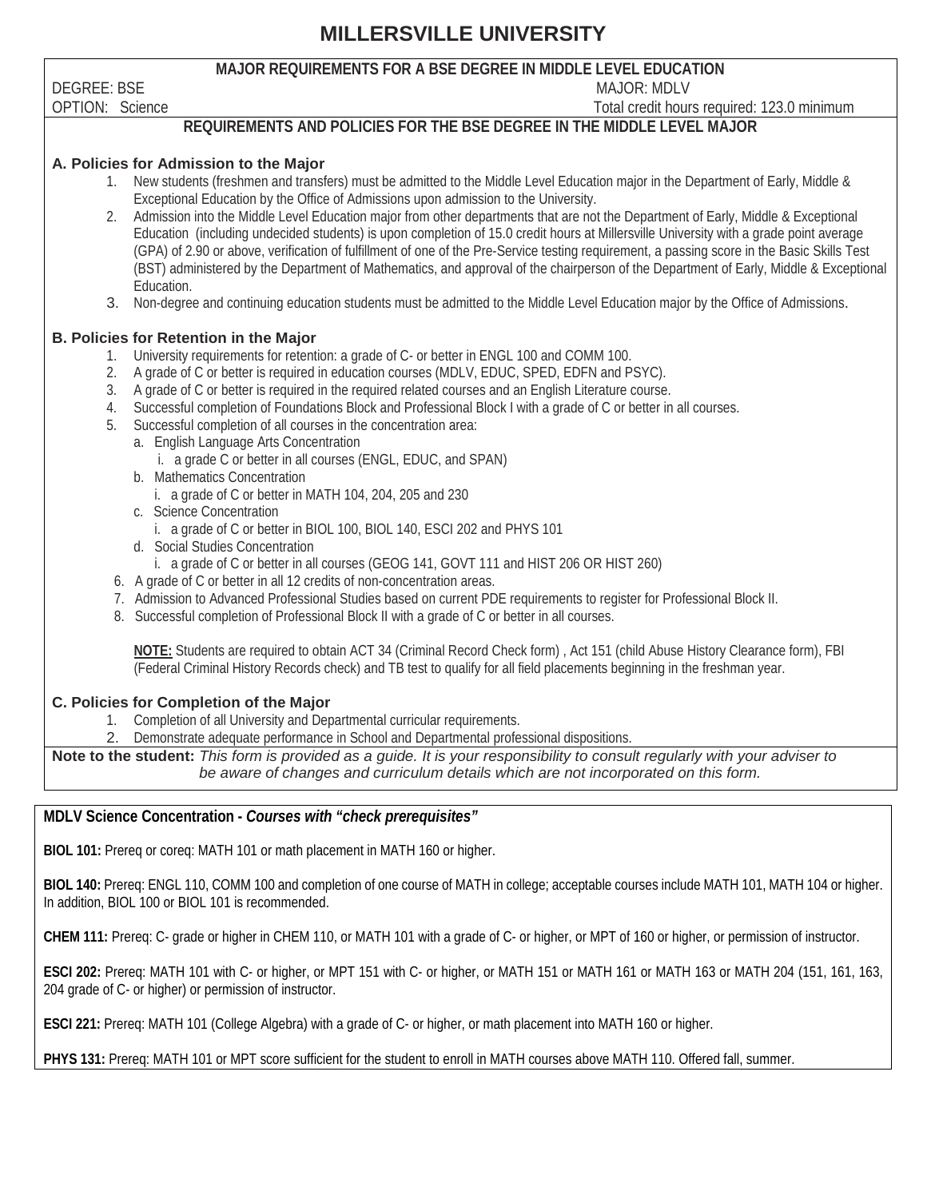# MILLERSVILLE UNIVERSITY

**MAJOR REQUIREMENTS FOR A BSE DEGREE IN MIDDLE LEVEL EDUCATION**

DEGREE: BSE — MAJOR: MDLV

OPTION: Science — Total credit hours required: 123.0 minimum

**REQUIREMENTS AND POLICIES FOR THE BSE DEGREE IN THE MIDDLE LEVEL MAJOR**

### A. Policies for Admission to the Major

1. New students (freshmen and transfers) must be admitted to the Middle Level Education major in the Department of Early, Middle & Exceptional Education by the Office of Admissions upon admission to the University.
2. Admission into the Middle Level Education major from other departments that are not the Department of Early, Middle & Exceptional Education (including undecided students) is upon completion of 15.0 credit hours at Millersville University with a grade point average (GPA) of 2.90 or above, verification of fulfillment of one of the Pre-Service testing requirement, a passing score in the Basic Skills Test (BST) administered by the Department of Mathematics, and approval of the chairperson of the Department of Early, Middle & Exceptional Education.
3. Non-degree and continuing education students must be admitted to the Middle Level Education major by the Office of Admissions.

### B. Policies for Retention in the Major

1. University requirements for retention: a grade of C- or better in ENGL 100 and COMM 100.
2. A grade of C or better is required in education courses (MDLV, EDUC, SPED, EDFN and PSYC).
3. A grade of C or better is required in the required related courses and an English Literature course.
4. Successful completion of Foundations Block and Professional Block I with a grade of C or better in all courses.
5. Successful completion of all courses in the concentration area:
   a. English Language Arts Concentration
      i. a grade C or better in all courses (ENGL, EDUC, and SPAN)
   b. Mathematics Concentration
      i. a grade of C or better in MATH 104, 204, 205 and 230
   c. Science Concentration
      i. a grade of C or better in BIOL 100, BIOL 140, ESCI 202 and PHYS 101
   d. Social Studies Concentration
      i. a grade of C or better in all courses (GEOG 141, GOVT 111 and HIST 206 OR HIST 260)
6. A grade of C or better in all 12 credits of non-concentration areas.
7. Admission to Advanced Professional Studies based on current PDE requirements to register for Professional Block II.
8. Successful completion of Professional Block II with a grade of C or better in all courses.

**NOTE:** Students are required to obtain ACT 34 (Criminal Record Check form) , Act 151 (child Abuse History Clearance form), FBI (Federal Criminal History Records check) and TB test to qualify for all field placements beginning in the freshman year.

### C. Policies for Completion of the Major

1. Completion of all University and Departmental curricular requirements.
2. Demonstrate adequate performance in School and Departmental professional dispositions.

**Note to the student:** *This form is provided as a guide. It is your responsibility to consult regularly with your adviser to be aware of changes and curriculum details which are not incorporated on this form.*

**MDLV Science Concentration - *Courses with "check prerequisites"***

**BIOL 101:** Prereq or coreq: MATH 101 or math placement in MATH 160 or higher.

**BIOL 140:** Prereq: ENGL 110, COMM 100 and completion of one course of MATH in college; acceptable courses include MATH 101, MATH 104 or higher. In addition, BIOL 100 or BIOL 101 is recommended.

**CHEM 111:** Prereq: C- grade or higher in CHEM 110, or MATH 101 with a grade of C- or higher, or MPT of 160 or higher, or permission of instructor.

**ESCI 202:** Prereq: MATH 101 with C- or higher, or MPT 151 with C- or higher, or MATH 151 or MATH 161 or MATH 163 or MATH 204 (151, 161, 163, 204 grade of C- or higher) or permission of instructor.

**ESCI 221:** Prereq: MATH 101 (College Algebra) with a grade of C- or higher, or math placement into MATH 160 or higher.

**PHYS 131:** Prereq: MATH 101 or MPT score sufficient for the student to enroll in MATH courses above MATH 110. Offered fall, summer.